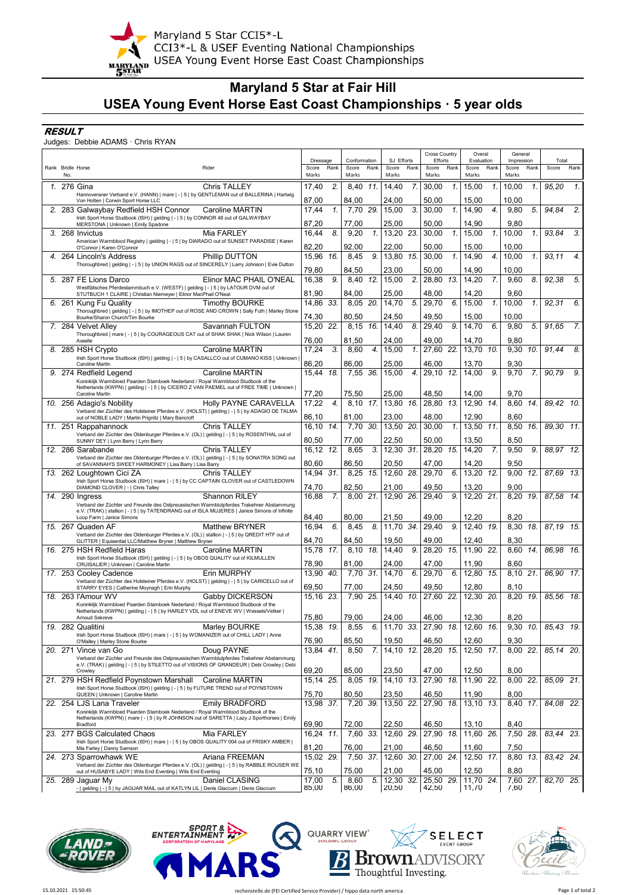Maryland 5 Star CCI5*-L
CCI3*-L & USEF Eventing National Championships
USEA Young Event Horse East Coast Championships

# Maryland 5 Star at Fair Hill

## USEA Young Event Horse East Coast Championships · 5 year olds

**RESULT**

Judges: Debbie ADAMS · Chris RYAN

| Rank | Bridle No. | Horse | Rider | Dressage Score / Marks | Rank | Conformation Score / Marks | Rank | SJ Efforts Score / Marks | Rank | Cross Country Efforts Score / Marks | Rank | Overal Evaluation Score / Marks | Rank | General Impression Score / Marks | Rank | Total Score | Rank |
|---|---|---|---|---|---|---|---|---|---|---|---|---|---|---|---|---|---|
| 1. | 276 | Gina<br>Hannoveraner Verband e.V. (HANN) \| mare \| - \| 5 \| by GENTLEMAN out of BALLERINA \| Hartwig Von Holten \| Corwin Sport Horse LLC | Chris TALLEY | 17,40<br>87,00 | 2. | 8,40<br>84,00 | 11. | 14,40<br>24,00 | 7. | 30,00<br>50,00 | 1. | 15,00<br>15,00 | 1. | 10,00<br>10,00 | 1. | 95,20 | 1. |
| 2. | 283 | Galwaybay Redfield HSH Connor<br>Irish Sport Horse Studbook (ISH) \| gelding \| - \| 5 \| by CONNOR 48 out of GALWAYBAY MERSTONA \| Unknown \| Emily Spadone | Caroline MARTIN | 17,44<br>87,20 | 1. | 7,70<br>77,00 | 29. | 15,00<br>25,00 | 3. | 30,00<br>50,00 | 1. | 14,90<br>14,90 | 4. | 9,80<br>9,80 | 5. | 94,84 | 2. |
| 3. | 268 | Invictus<br>American Warmblood Registry \| gelding \| - \| 5 \| by DIARADO out of SUNSET PARADISE \| Karen O'Connor \| Karen O'Connor | Mia FARLEY | 16,44<br>82,20 | 8. | 9,20<br>92,00 | 1. | 13,20<br>22,00 | 23. | 30,00<br>50,00 | 1. | 15,00<br>15,00 | 1. | 10,00<br>10,00 | 1. | 93,84 | 3. |
| 4. | 264 | Lincoln's Address<br>Thoroughbred \| gelding \| - \| 5 \| by UNION RAGS out of SINCERELY \| Larry Johnson \| Evie Dutton | Phillip DUTTON | 15,96<br>79,80 | 16. | 8,45<br>84,50 | 9. | 13,80<br>23,00 | 15. | 30,00<br>50,00 | 1. | 14,90<br>14,90 | 4. | 10,00<br>10,00 | 1. | 93,11 | 4. |
| 5. | 287 | FE Lions Darco<br>Westfälisches Pferdestammbuch e.V. (WESTF) \| gelding \| - \| 5 \| by LATOUR DVM out of STUTBUCH 1 CLAIRE \| Christian Niemeyer \| Elinor MacPhail O'Neal | Elinor MAC PHAIL O'NEAL | 16,38<br>81,90 | 9. | 8,40<br>84,00 | 12. | 15,00<br>25,00 | 2. | 28,80<br>48,00 | 13. | 14,20<br>14,20 | 7. | 9,60<br>9,60 | 8. | 92,38 | 5. |
| 6. | 261 | Kung Fu Quality<br>Thoroughbred \| gelding \| - \| 5 \| by IMOTHEP out of ROSE AND CROWN \| Sally Futh \| Marley Stone Bourke/Sharon Church/Tim Bourke | Timothy BOURKE | 14,86<br>74,30 | 33. | 8,05<br>80,50 | 20. | 14,70<br>24,50 | 5. | 29,70<br>49,50 | 6. | 15,00<br>15,00 | 1. | 10,00<br>10,00 | 1. | 92,31 | 6. |
| 7. | 284 | Velvet Alley<br>Thoroughbred \| mare \| - \| 5 \| by COURAGEOUS CAT out of SHAK SHAK \| Nick Wilson \| Lauren Axselle | Savannah FULTON | 15,20<br>76,00 | 22. | 8,15<br>81,50 | 16. | 14,40<br>24,00 | 8. | 29,40<br>49,00 | 9. | 14,70<br>14,70 | 6. | 9,80<br>9,80 | 5. | 91,65 | 7. |
| 8. | 285 | HSH Crypto<br>Irish Sport Horse Studbook (ISH) \| gelding \| - \| 5 \| by CASALLCO out of CUMANO KISS \| Unknown \| Caroline Martin | Caroline MARTIN | 17,24<br>86,20 | 3. | 8,60<br>86,00 | 4. | 15,00<br>25,00 | 1. | 27,60<br>46,00 | 22. | 13,70<br>13,70 | 10. | 9,30<br>9,30 | 10. | 91,44 | 8. |
| 9. | 274 | Redfield Legend<br>Koninklijk Warmbloed Paarden Stamboek Nederland / Royal Warmblood Studbook of the Netherlands (KWPN) \| gelding \| - \| 5 \| by CICERO Z VAN PAEMEL out of FREE TIME \| Unknown \| Caroline Martin | Caroline MARTIN | 15,44<br>77,20 | 18. | 7,55<br>75,50 | 36. | 15,00<br>25,00 | 4. | 29,10<br>48,50 | 12. | 14,00<br>14,00 | 9. | 9,70<br>9,70 | 7. | 90,79 | 9. |
| 10. | 256 | Adagio's Nobility<br>Verband der Züchter des Holsteiner Pferdes e.V. (HOLST) \| gelding \| - \| 5 \| by ADAGIO DE TALMA out of NOBLE LADY \| Martin Prignitz \| Mary Bancroft | Holly PAYNE CARAVELLA | 17,22<br>86,10 | 4. | 8,10<br>81,00 | 17. | 13,80<br>23,00 | 16. | 28,80<br>48,00 | 13. | 12,90<br>12,90 | 14. | 8,60<br>8,60 | 14. | 89,42 | 10. |
| 11. | 251 | Rappahannock<br>Verband der Züchter des Oldenburger Pferdes e.V. (OL) \| gelding \| - \| 5 \| by ROSENTHAL out of SUNNY DEY \| Lynn Berry \| Lynn Berry | Chris TALLEY | 16,10<br>80,50 | 14. | 7,70<br>77,00 | 30. | 13,50<br>22,50 | 20. | 30,00<br>50,00 | 1. | 13,50<br>13,50 | 11. | 8,50<br>8,50 | 16. | 89,30 | 11. |
| 12. | 286 | Sarabande<br>Verband der Züchter des Oldenburger Pferdes e.V. (OL) \| gelding \| - \| 5 \| by SONATRA SONG out of SAVANNAH'S SWEET HARMONEY \| Lisa Barry \| Lisa Barry | Chris TALLEY | 16,12<br>80,60 | 12. | 8,65<br>86,50 | 3. | 12,30<br>20,50 | 31. | 28,20<br>47,00 | 15. | 14,20<br>14,20 | 7. | 9,50<br>9,50 | 9. | 88,97 | 12. |
| 13. | 262 | Loughtown Cici ZA<br>Irish Sport Horse Studbook (ISH) \| mare \| - \| 5 \| by CC CAPTAIN CLOVER out of CASTLEDOWN DIAMOND CLOVER \| - \| Chris Talley | Chris TALLEY | 14,94<br>74,70 | 31. | 8,25<br>82,50 | 15. | 12,60<br>21,00 | 28. | 29,70<br>49,50 | 6. | 13,20<br>13,20 | 12. | 9,00<br>9,00 | 12. | 87,69 | 13. |
| 14. | 290 | Ingress<br>Verband der Züchter und Freunde des Ostpreussischen Warmblutpferdes Trakehner Abstammung e.V. (TRAK) \| stallion \| - \| 5 \| by TATENDRANG out of ISLA MUJERES \| Janice Simons of Infinite Loop Farm \| Janice Simons | Shannon RILEY | 16,88<br>84,40 | 7. | 8,00<br>80,00 | 21. | 12,90<br>21,50 | 26. | 29,40<br>49,00 | 9. | 12,20<br>12,20 | 21. | 8,20<br>8,20 | 19. | 87,58 | 14. |
| 15. | 267 | Quaden AF<br>Verband der Züchter des Oldenburger Pferdes e.V. (OL) \| stallion \| - \| 5 \| by QREDIT HTF out of GLITTER \| Equisential LLC/Matthew Bryner \| Matthew Bryner | Matthew BRYNER | 16,94<br>84,70 | 6. | 8,45<br>84,50 | 8. | 11,70<br>19,50 | 34. | 29,40<br>49,00 | 9. | 12,40<br>12,40 | 19. | 8,30<br>8,30 | 18. | 87,19 | 15. |
| 16. | 275 | HSH Redfield Haras<br>Irish Sport Horse Studbook (ISH) \| gelding \| - \| 5 \| by OBOS QUALITY out of KILMULLEN CRUISALIER \| Unknown \| Caroline Martin | Caroline MARTIN | 15,78<br>78,90 | 17. | 8,10<br>81,00 | 18. | 14,40<br>24,00 | 9. | 28,20<br>47,00 | 15. | 11,90<br>11,90 | 22. | 8,60<br>8,60 | 14. | 86,98 | 16. |
| 17. | 253 | Cooley Cadence<br>Verband der Züchter des Holsteiner Pferdes e.V. (HOLST) \| gelding \| - \| 5 \| by CARICELLO out of STARRY EYES \| Catherine Moynagh \| Erin Murphy | Erin MURPHY | 13,90<br>69,50 | 40. | 7,70<br>77,00 | 31. | 14,70<br>24,50 | 6. | 29,70<br>49,50 | 6. | 12,80<br>12,80 | 15. | 8,10<br>8,10 | 21. | 86,90 | 17. |
| 18. | 263 | l'Amour WV<br>Koninklijk Warmbloed Paarden Stamboek Nederland / Royal Warmblood Studbook of the Netherlands (KWPN) \| gelding \| - \| 5 \| by HARLEY VDL out of ENEVE WV \| Wessels/Vetker \| Arnoud Sekreve | Gabby DICKERSON | 15,16<br>75,80 | 23. | 7,90<br>79,00 | 25. | 14,40<br>24,00 | 10. | 27,60<br>46,00 | 22. | 12,30<br>12,30 | 20. | 8,20<br>8,20 | 19. | 85,56 | 18. |
| 19. | 282 | Qualitini<br>Irish Sport Horse Studbook (ISH) \| mare \| - \| 5 \| by WOMANIZER out of CHILL LADY \| Anne O'Malley \| Marley Stone Bourke | Marley BOURKE | 15,38<br>76,90 | 19. | 8,55<br>85,50 | 6. | 11,70<br>19,50 | 33. | 27,90<br>46,50 | 18. | 12,60<br>12,60 | 16. | 9,30<br>9,30 | 10. | 85,43 | 19. |
| 20. | 271 | Vince van Go<br>Verband der Züchter und Freunde des Ostpreussischen Warmblutpferdes Trakehner Abstammung e.V. (TRAK) \| gelding \| - \| 5 \| by STILETTO out of VISIONS OF GRANDEUR \| Debi Crowley \| Debi Crowley | Doug PAYNE | 13,84<br>69,20 | 41. | 8,50<br>85,00 | 7. | 14,10<br>23,50 | 12. | 28,20<br>47,00 | 15. | 12,50<br>12,50 | 17. | 8,00<br>8,00 | 22. | 85,14 | 20. |
| 21. | 279 | HSH Redfield Poynstown Marshall<br>Irish Sport Horse Studbook (ISH) \| gelding \| - \| 5 \| by FUTURE TREND out of POYNSTOWN QUEEN \| Unknown \| Caroline Martin | Caroline MARTIN | 15,14<br>75,70 | 25. | 8,05<br>80,50 | 19. | 14,10<br>23,50 | 13. | 27,90<br>46,50 | 18. | 11,90<br>11,90 | 22. | 8,00<br>8,00 | 22. | 85,09 | 21. |
| 22. | 254 | LJS Lana Traveler<br>Koninklijk Warmbloed Paarden Stamboek Nederland / Royal Warmblood Studbook of the Netherlands (KWPN) \| mare \| - \| 5 \| by R JOHNSON out of SARETTA \| Lazy J Sporthorses \| Emily Bradford | Emily BRADFORD | 13,98<br>69,90 | 37. | 7,20<br>72,00 | 39. | 13,50<br>22,50 | 22. | 27,90<br>46,50 | 18. | 13,10<br>13,10 | 13. | 8,40<br>8,40 | 17. | 84,08 | 22. |
| 23. | 277 | BGS Calculated Chaos<br>Irish Sport Horse Studbook (ISH) \| mare \| - \| 5 \| by OBOS QUALITY 004 out of FRISKY AMBER \| Mia Farley \| Danny Samson | Mia FARLEY | 16,24<br>81,20 | 11. | 7,60<br>76,00 | 33. | 12,60<br>21,00 | 29. | 27,90<br>46,50 | 18. | 11,60<br>11,60 | 26. | 7,50<br>7,50 | 28. | 83,44 | 23. |
| 24. | 273 | Sparrowhawk WE<br>Verband der Züchter des Oldenburger Pferdes e.V. (OL) \| gelding \| - \| 5 \| by RABBLE ROUSER WE out of HUSABYE LADY \| Wits End Eventing \| Wits End Eventing | Ariana FREEMAN | 15,02<br>75,10 | 29. | 7,50<br>75,00 | 37. | 12,60<br>21,00 | 30. | 27,00<br>45,00 | 24. | 12,50<br>12,50 | 17. | 8,80<br>8,80 | 13. | 83,42 | 24. |
| 25. | 289 | Jaguar My<br>- \| gelding \| - \| 5 \| by JAGUAR MAIL out of KATLYN LIL \| Denis Glaccum \| Denis Glaccum | Daniel CLASING | 17,00<br>85,00 | 5. | 8,60<br>86,00 | 5. | 12,30<br>20,50 | 32. | 25,50<br>42,50 | 29. | 11,70<br>11,70 | 24. | 7,60<br>7,60 | 27. | 82,70 | 25. |

15.10.2021 15:50:45 — rechenstelle.de (FEI Certified Service Provider) / hippo data north america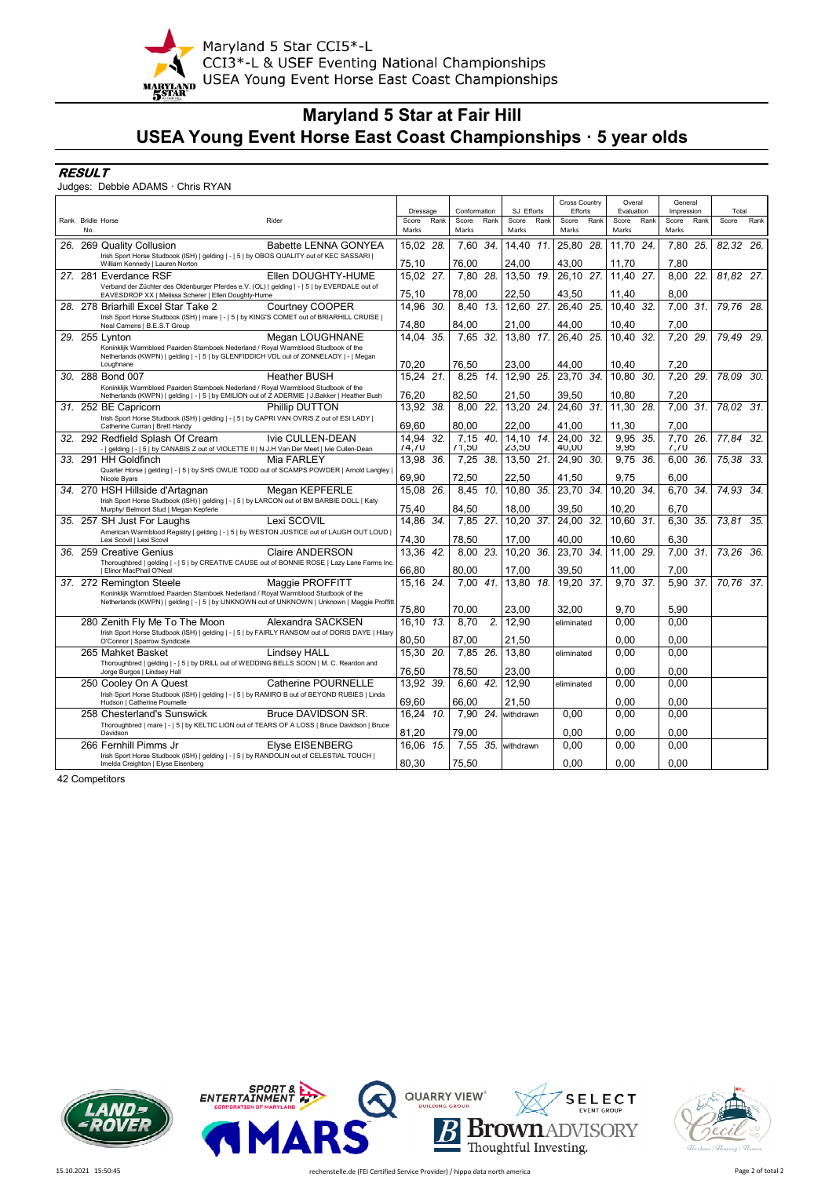# Maryland 5 Star at Fair Hill

## USEA Young Event Horse East Coast Championships · 5 year olds

**RESULT**

Judges: Debbie ADAMS · Chris RYAN

| Rank | Bridle No. | Horse | Rider | Dressage Score | Dressage Rank | Conformation Score | Conformation Rank | SJ Efforts Score | SJ Efforts Rank | Cross Country Efforts Score | Cross Country Efforts Rank | Overal Evaluation Score | Overal Evaluation Rank | General Impression Score | General Impression Rank | Total Score | Total Rank |
|---|---|---|---|---|---|---|---|---|---|---|---|---|---|---|---|---|---|
| | | | | Marks | | Marks | | Marks | | Marks | | Marks | | Marks | | | |
| 26. | 269 | Quality Collusion<br>Irish Sport Horse Studbook (ISH) \| gelding \| - \| 5 \| by OBOS QUALITY out of KEC SASSARI \| William Kennedy \| Lauren Norton | Babette LENNA GONYEA | 15,02<br>75,10 | 28. | 7,60<br>76,00 | 34. | 14,40<br>24,00 | 11. | 25,80<br>43,00 | 28. | 11,70<br>11,70 | 24. | 7,80<br>7,80 | 25. | 82,32 | 26. |
| 27. | 281 | Everdance RSF<br>Verband der Züchter des Oldenburger Pferdes e.V. (OL) \| gelding \| - \| 5 \| by EVERDALE out of EAVESDROP XX \| Melissa Scherer \| Ellen Doughty-Hume | Ellen DOUGHTY-HUME | 15,02<br>75,10 | 27. | 7,80<br>78,00 | 28. | 13,50<br>22,50 | 19. | 26,10<br>43,50 | 27. | 11,40<br>11,40 | 27. | 8,00<br>8,00 | 22. | 81,82 | 27. |
| 28. | 278 | Briarhill Excel Star Take 2<br>Irish Sport Horse Studbook (ISH) \| mare \| - \| 5 \| by KING'S COMET out of BRIARHILL CRUISE \| Neal Camens \| B.E.S.T Group | Courtney COOPER | 14,96<br>74,80 | 30. | 8,40<br>84,00 | 13. | 12,60<br>21,00 | 27. | 26,40<br>44,00 | 25. | 10,40<br>10,40 | 32. | 7,00<br>7,00 | 31. | 79,76 | 28. |
| 29. | 255 | Lynton<br>Koninklijk Warmbloed Paarden Stamboek Nederland / Royal Warmblood Studbook of the Netherlands (KWPN) \| gelding \| - \| 5 \| by GLENFIDDICH VDL out of ZONNELADY \| - \| Megan Loughnane | Megan LOUGHNANE | 14,04<br>70,20 | 35. | 7,65<br>76,50 | 32. | 13,80<br>23,00 | 17. | 26,40<br>44,00 | 25. | 10,40<br>10,40 | 32. | 7,20<br>7,20 | 29. | 79,49 | 29. |
| 30. | 288 | Bond 007<br>Koninklijk Warmbloed Paarden Stamboek Nederland / Royal Warmblood Studbook of the Netherlands (KWPN) \| gelding \| - \| 5 \| by EMILION out of Z ADERMIE \| J.Bakker \| Heather Bush | Heather BUSH | 15,24<br>76,20 | 21. | 8,25<br>82,50 | 14. | 12,90<br>21,50 | 25. | 23,70<br>39,50 | 34. | 10,80<br>10,80 | 30. | 7,20<br>7,20 | 29. | 78,09 | 30. |
| 31. | 252 | BE Capricorn<br>Irish Sport Horse Studbook (ISH) \| gelding \| - \| 5 \| by CAPRI VAN OVRIS Z out of ESI LADY \| Catherine Curran \| Brett Handy | Phillip DUTTON | 13,92<br>69,60 | 38. | 8,00<br>80,00 | 22. | 13,20<br>22,00 | 24. | 24,60<br>41,00 | 31. | 11,30<br>11,30 | 28. | 7,00<br>7,00 | 31. | 78,02 | 31. |
| 32. | 292 | Redfield Splash Of Cream<br>- \| gelding \| - \| 5 \| by CANABIS Z out of VIOLETTE II \| N.J.H Van Der Meet \| Ivie Cullen-Dean | Ivie CULLEN-DEAN | 14,94<br>74,70 | 32. | 7,15<br>71,50 | 40. | 14,10<br>23,50 | 14. | 24,00<br>40,00 | 32. | 9,95<br>9,95 | 35. | 7,70<br>7,70 | 26. | 77,84 | 32. |
| 33. | 291 | HH Goldfinch<br>Quarter Horse \| gelding \| - \| 5 \| by SHS OWLIE TODD out of SCAMPS POWDER \| Arnold Langley \| Nicole Byars | Mia FARLEY | 13,98<br>69,90 | 36. | 7,25<br>72,50 | 38. | 13,50<br>22,50 | 21. | 24,90<br>41,50 | 30. | 9,75<br>9,75 | 36. | 6,00<br>6,00 | 36. | 75,38 | 33. |
| 34. | 270 | HSH Hillside d'Artagnan<br>Irish Sport Horse Studbook (ISH) \| gelding \| - \| 5 \| by LARCON out of BM BARBIE DOLL \| Katy Murphy/ Belmont Stud \| Megan Kepferle | Megan KEPFERLE | 15,08<br>75,40 | 26. | 8,45<br>84,50 | 10. | 10,80<br>18,00 | 35. | 23,70<br>39,50 | 34. | 10,20<br>10,20 | 34. | 6,70<br>6,70 | 34. | 74,93 | 34. |
| 35. | 257 | SH Just For Laughs<br>American Warmblood Registry \| gelding \| - \| 5 \| by WESTON JUSTICE out of LAUGH OUT LOUD \| Lexi Scovil \| Lexi Scovil | Lexi SCOVIL | 14,86<br>74,30 | 34. | 7,85<br>78,50 | 27. | 10,20<br>17,00 | 37. | 24,00<br>40,00 | 32. | 10,60<br>10,60 | 31. | 6,30<br>6,30 | 35. | 73,81 | 35. |
| 36. | 259 | Creative Genius<br>Thoroughbred \| gelding \| - \| 5 \| by CREATIVE CAUSE out of BONNIE ROSE \| Lazy Lane Farms Inc. \| Elinor MacPhail O'Neal | Claire ANDERSON | 13,36<br>66,80 | 42. | 8,00<br>80,00 | 23. | 10,20<br>17,00 | 36. | 23,70<br>39,50 | 34. | 11,00<br>11,00 | 29. | 7,00<br>7,00 | 31. | 73,26 | 36. |
| 37. | 272 | Remington Steele<br>Koninklijk Warmbloed Paarden Stamboek Nederland / Royal Warmblood Studbook of the Netherlands (KWPN) \| gelding \| - \| 5 \| by UNKNOWN out of UNKNOWN \| Unknown \| Maggie Proffitt | Maggie PROFFITT | 15,16<br>75,80 | 24. | 7,00<br>70,00 | 41. | 13,80<br>23,00 | 18. | 19,20<br>32,00 | 37. | 9,70<br>9,70 | 37. | 5,90<br>5,90 | 37. | 70,76 | 37. |
| | 280 | Zenith Fly Me To The Moon<br>Irish Sport Horse Studbook (ISH) \| gelding \| - \| 5 \| by FAIRLY RANSOM out of DORIS DAYE \| Hilary O'Connor \| Sparrow Syndicate | Alexandra SACKSEN | 16,10<br>80,50 | 13. | 8,70<br>87,00 | 2. | 12,90<br>21,50 | | eliminated | | 0,00<br>0,00 | | 0,00<br>0,00 | | | |
| | 265 | Mahket Basket<br>Thoroughbred \| gelding \| - \| 5 \| by DRILL out of WEDDING BELLS SOON \| M. C. Reardon and Jorge Burgos \| Lindsey Hall | Lindsey HALL | 15,30<br>76,50 | 20. | 7,85<br>78,50 | 26. | 13,80<br>23,00 | | eliminated | | 0,00<br>0,00 | | 0,00<br>0,00 | | | |
| | 250 | Cooley On A Quest<br>Irish Sport Horse Studbook (ISH) \| gelding \| - \| 5 \| by RAMIRO B out of BEYOND RUBIES \| Linda Hudson \| Catherine Pournelle | Catherine POURNELLE | 13,92<br>69,60 | 39. | 6,60<br>66,00 | 42. | 12,90<br>21,50 | | eliminated | | 0,00<br>0,00 | | 0,00<br>0,00 | | | |
| | 258 | Chesterland's Sunswick<br>Thoroughbred \| mare \| - \| 5 \| by KELTIC LION out of TEARS OF A LOSS \| Bruce Davidson \| Bruce Davidson | Bruce DAVIDSON SR. | 16,24<br>81,20 | 10. | 7,90<br>79,00 | 24. | withdrawn | | 0,00<br>0,00 | | 0,00<br>0,00 | | 0,00<br>0,00 | | | |
| | 266 | Fernhill Pimms Jr<br>Irish Sport Horse Studbook (ISH) \| gelding \| - \| 5 \| by RANDOLIN out of CELESTIAL TOUCH \| Imelda Creighton \| Elyse Eisenberg | Elyse EISENBERG | 16,06<br>80,30 | 15. | 7,55<br>75,50 | 35. | withdrawn | | 0,00<br>0,00 | | 0,00<br>0,00 | | 0,00<br>0,00 | | | |

42 Competitors